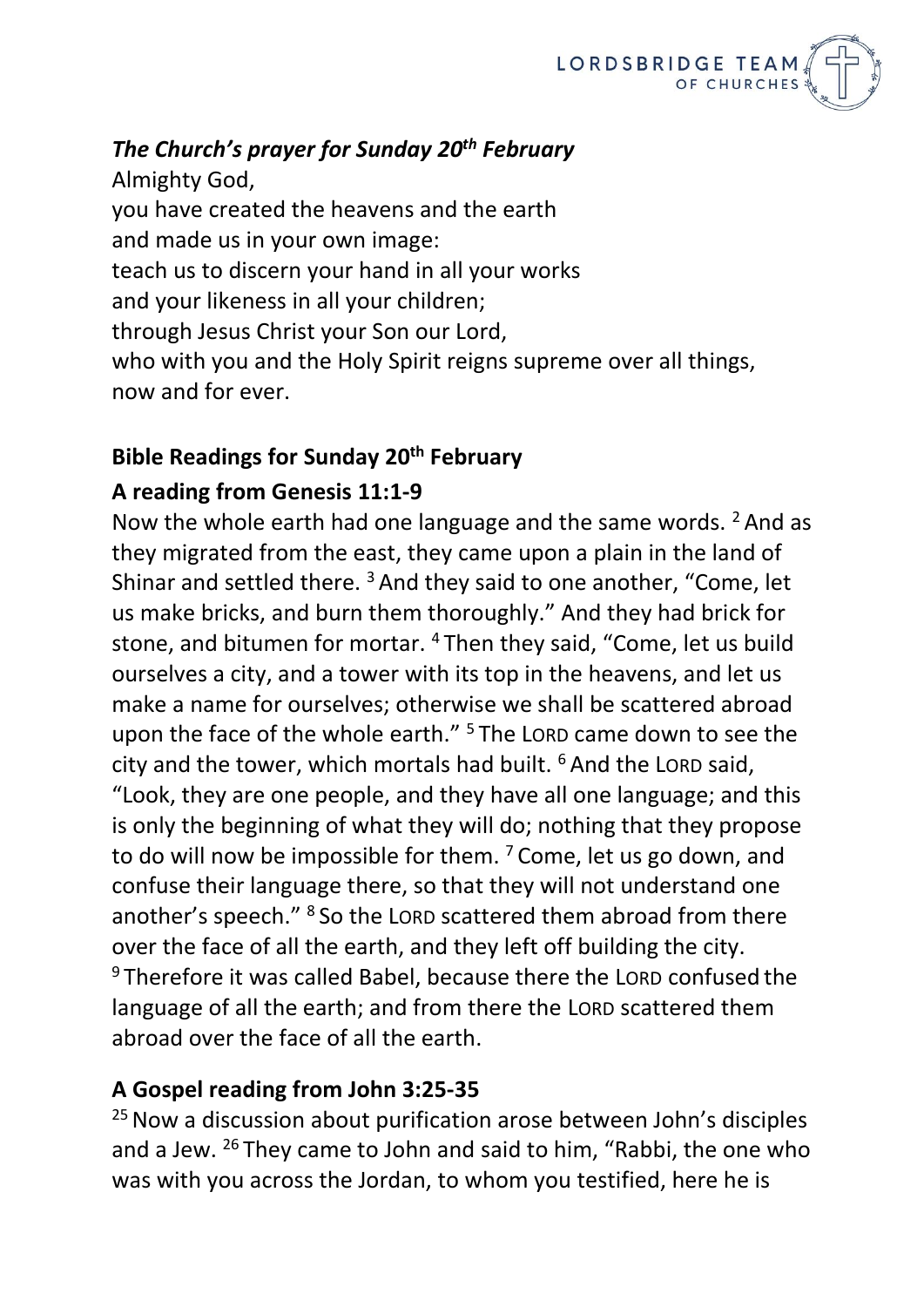### *The Church's prayer for Sunday 20th February*

Almighty God,
you have created the heavens and the earth
and made us in your own image:
teach us to discern your hand in all your works
and your likeness in all your children;
through Jesus Christ your Son our Lord,
who with you and the Holy Spirit reigns supreme over all things,
now and for ever.

### Bible Readings for Sunday 20th February

### A reading from Genesis 11:1-9

Now the whole earth had one language and the same words. [2] And as they migrated from the east, they came upon a plain in the land of Shinar and settled there. [3] And they said to one another, "Come, let us make bricks, and burn them thoroughly." And they had brick for stone, and bitumen for mortar. [4] Then they said, "Come, let us build ourselves a city, and a tower with its top in the heavens, and let us make a name for ourselves; otherwise we shall be scattered abroad upon the face of the whole earth." [5] The LORD came down to see the city and the tower, which mortals had built. [6] And the LORD said, "Look, they are one people, and they have all one language; and this is only the beginning of what they will do; nothing that they propose to do will now be impossible for them. [7] Come, let us go down, and confuse their language there, so that they will not understand one another's speech." [8] So the LORD scattered them abroad from there over the face of all the earth, and they left off building the city. [9] Therefore it was called Babel, because there the LORD confused the language of all the earth; and from there the LORD scattered them abroad over the face of all the earth.

### A Gospel reading from John 3:25-35

[25] Now a discussion about purification arose between John's disciples and a Jew. [26] They came to John and said to him, "Rabbi, the one who was with you across the Jordan, to whom you testified, here he is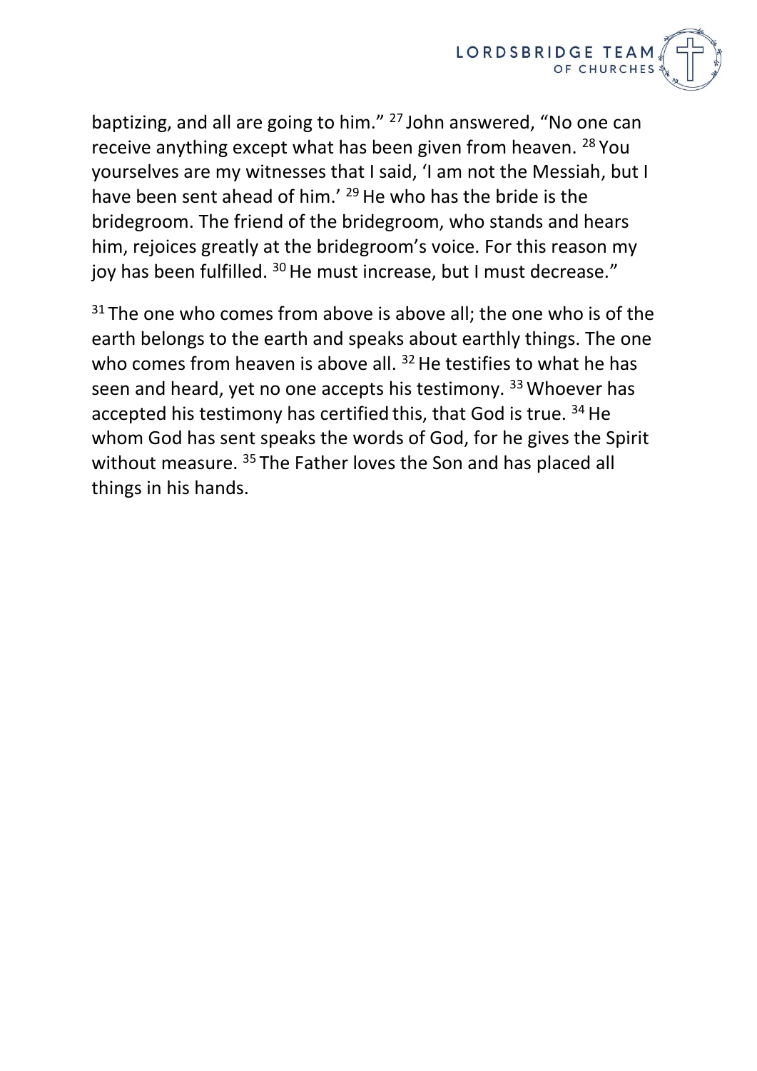baptizing, and all are going to him." [27] John answered, "No one can receive anything except what has been given from heaven. [28] You yourselves are my witnesses that I said, 'I am not the Messiah, but I have been sent ahead of him.' [29] He who has the bride is the bridegroom. The friend of the bridegroom, who stands and hears him, rejoices greatly at the bridegroom's voice. For this reason my joy has been fulfilled. [30] He must increase, but I must decrease."

[31] The one who comes from above is above all; the one who is of the earth belongs to the earth and speaks about earthly things. The one who comes from heaven is above all. [32] He testifies to what he has seen and heard, yet no one accepts his testimony. [33] Whoever has accepted his testimony has certified this, that God is true. [34] He whom God has sent speaks the words of God, for he gives the Spirit without measure. [35] The Father loves the Son and has placed all things in his hands.